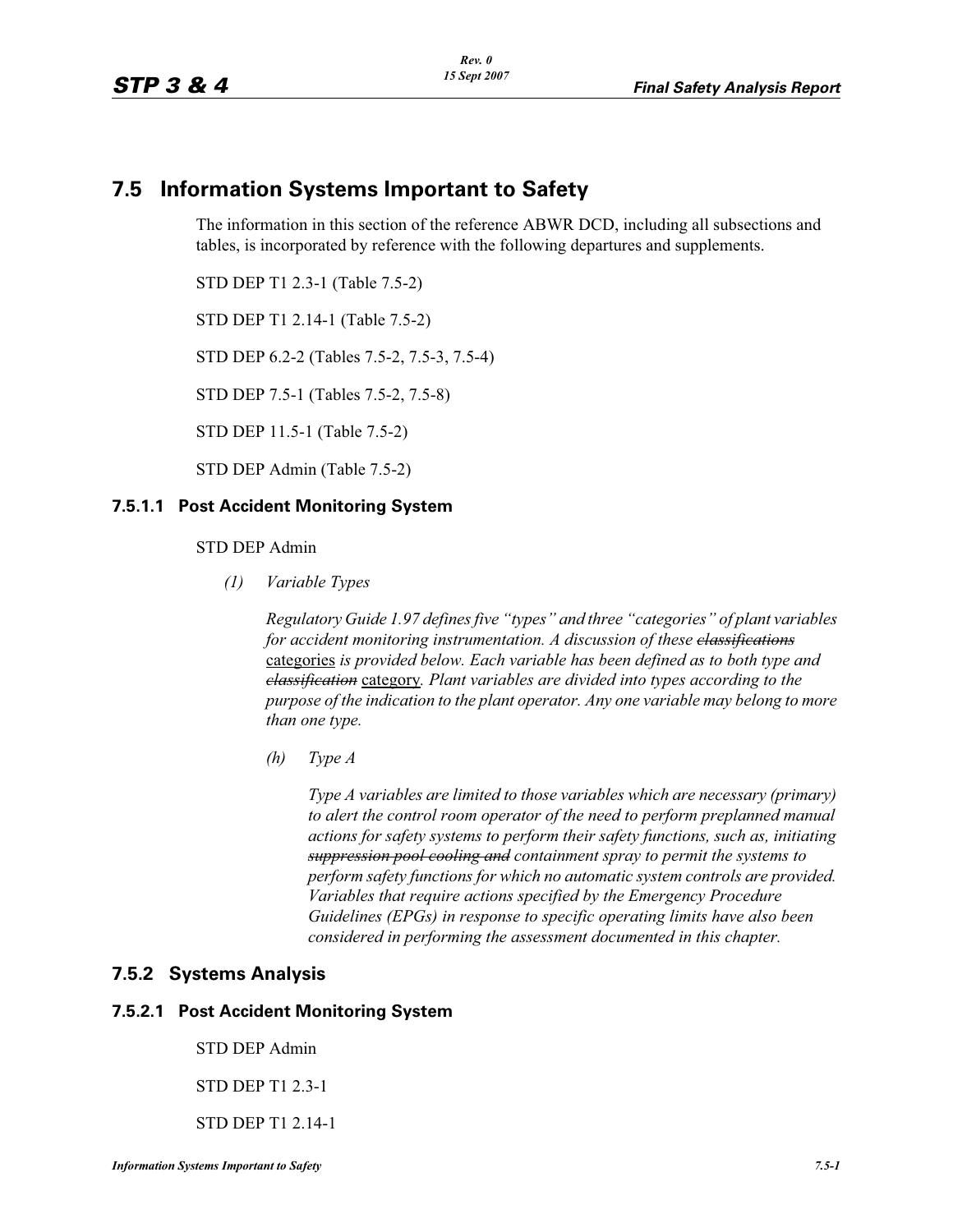# 7.5 Information Systems Important to Safety

The information in this section of the reference ABWR DCD, including all subsections and tables, is incorporated by reference with the following departures and supplements.

STD DEP T1 2.3-1 (Table 7.5-2)

STD DEP T1 2.14-1 (Table 7.5-2)

STD DEP 6.2-2 (Tables 7.5-2, 7.5-3, 7.5-4)

STD DEP 7.5-1 (Tables 7.5-2, 7.5-8)

STD DEP 11.5-1 (Table 7.5-2)

STD DEP Admin (Table 7.5-2)

### 7.5.1.1 Post Accident Monitoring System

STD DEP Admin

*(1) Variable Types*

*Regulatory Guide 1.97 defines five "types" and three "categories" of plant variables for accident monitoring instrumentation. A discussion of these* ~~*classifications*~~ categories *is provided below. Each variable has been defined as to both type and* ~~*classification*~~ category*. Plant variables are divided into types according to the purpose of the indication to the plant operator. Any one variable may belong to more than one type.*

*(h) Type A*

*Type A variables are limited to those variables which are necessary (primary) to alert the control room operator of the need to perform preplanned manual actions for safety systems to perform their safety functions, such as, initiating* ~~*suppression pool cooling and*~~ *containment spray to permit the systems to perform safety functions for which no automatic system controls are provided. Variables that require actions specified by the Emergency Procedure Guidelines (EPGs) in response to specific operating limits have also been considered in performing the assessment documented in this chapter.*

## 7.5.2 Systems Analysis

### 7.5.2.1 Post Accident Monitoring System

STD DEP Admin

STD DEP T1 2.3-1

STD DEP T1 2.14-1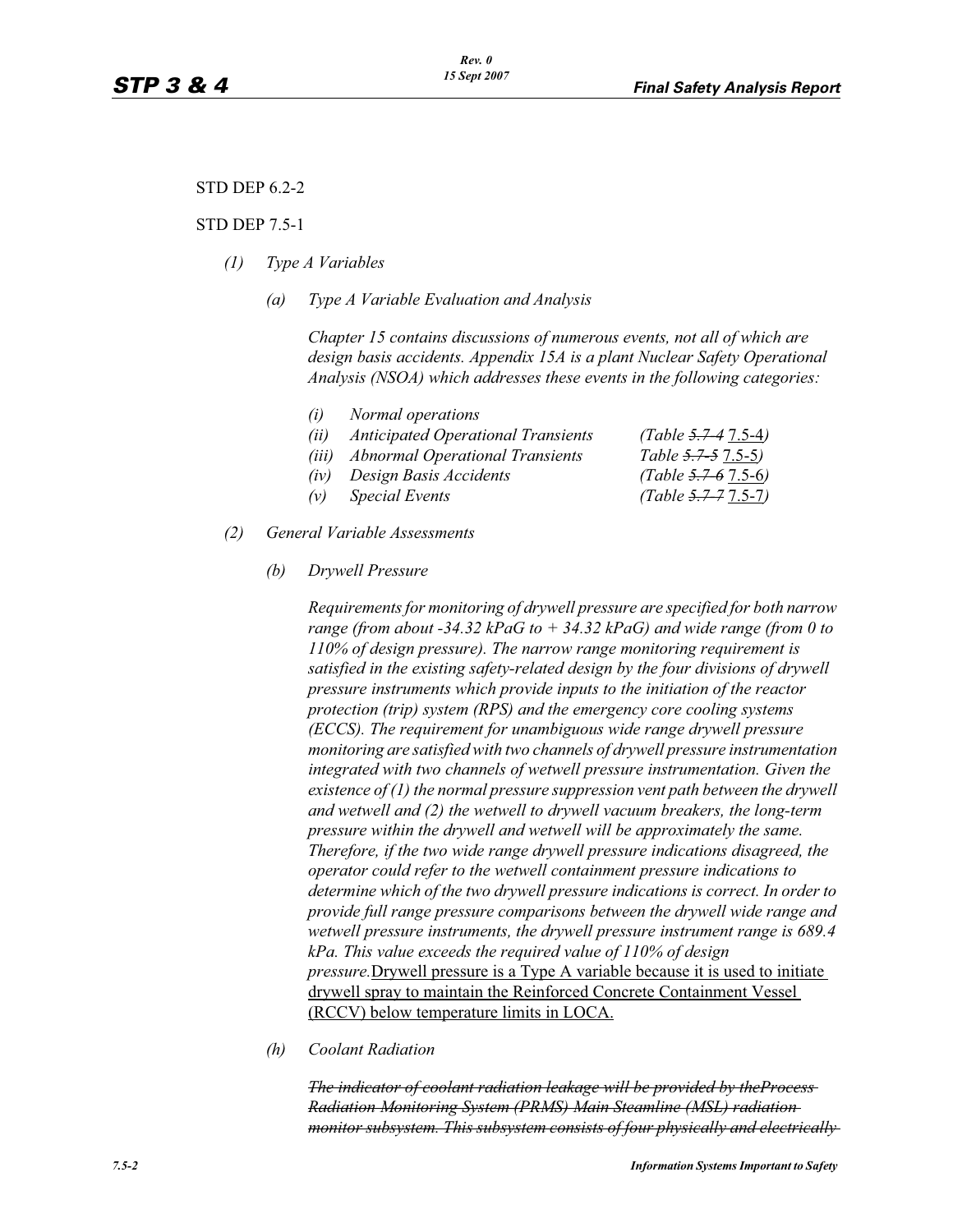STD DEP 6.2-2

STD DEP 7.5-1

*(1) Type A Variables*

*(a) Type A Variable Evaluation and Analysis*

*Chapter 15 contains discussions of numerous events, not all of which are design basis accidents. Appendix 15A is a plant Nuclear Safety Operational Analysis (NSOA) which addresses these events in the following categories:*

*(i) Normal operations*
*(ii) Anticipated Operational Transients (Table ~~5.7-4~~ 7.5-4)*
*(iii) Abnormal Operational Transients Table ~~5.7-5~~ 7.5-5)*
*(iv) Design Basis Accidents (Table ~~5.7-6~~ 7.5-6)*
*(v) Special Events (Table ~~5.7-7~~ 7.5-7)*

*(2) General Variable Assessments*

*(b) Drywell Pressure*

*Requirements for monitoring of drywell pressure are specified for both narrow range (from about -34.32 kPaG to + 34.32 kPaG) and wide range (from 0 to 110% of design pressure). The narrow range monitoring requirement is satisfied in the existing safety-related design by the four divisions of drywell pressure instruments which provide inputs to the initiation of the reactor protection (trip) system (RPS) and the emergency core cooling systems (ECCS). The requirement for unambiguous wide range drywell pressure monitoring are satisfied with two channels of drywell pressure instrumentation integrated with two channels of wetwell pressure instrumentation. Given the existence of (1) the normal pressure suppression vent path between the drywell and wetwell and (2) the wetwell to drywell vacuum breakers, the long-term pressure within the drywell and wetwell will be approximately the same. Therefore, if the two wide range drywell pressure indications disagreed, the operator could refer to the wetwell containment pressure indications to determine which of the two drywell pressure indications is correct. In order to provide full range pressure comparisons between the drywell wide range and wetwell pressure instruments, the drywell pressure instrument range is 689.4 kPa. This value exceeds the required value of 110% of design pressure.*<u>Drywell pressure is a Type A variable because it is used to initiate drywell spray to maintain the Reinforced Concrete Containment Vessel (RCCV) below temperature limits in LOCA.</u>

*(h) Coolant Radiation*

*~~The indicator of coolant radiation leakage will be provided by theProcess Radiation Monitoring System (PRMS) Main Steamline (MSL) radiation monitor subsystem. This subsystem consists of four physically and electrically~~*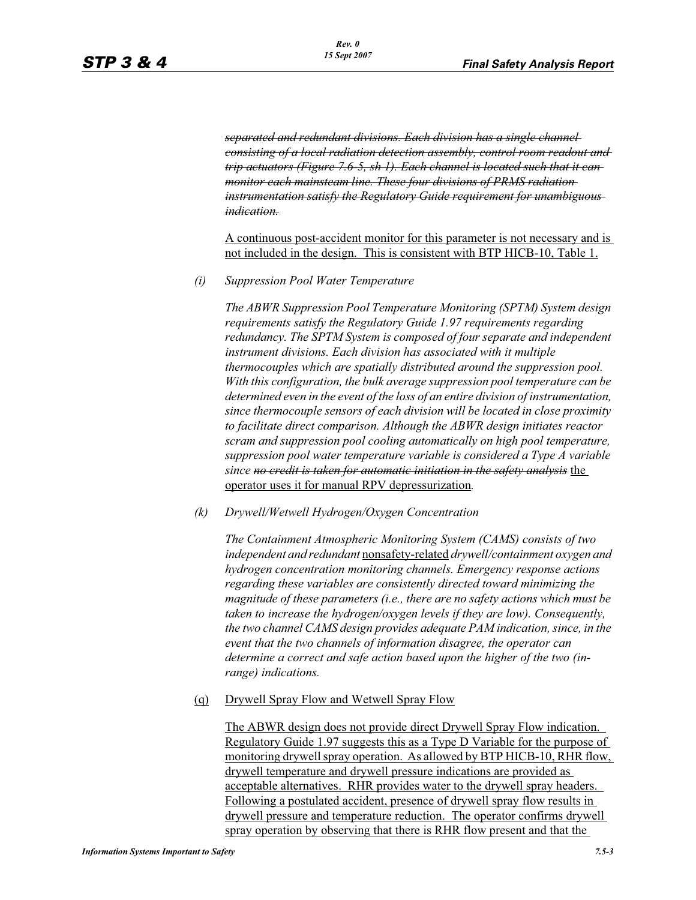~~*separated and redundant divisions. Each division has a single channel consisting of a local radiation detection assembly, control room readout and trip actuators (Figure 7.6-5, sh 1). Each channel is located such that it can monitor each mainsteam line. These four divisions of PRMS radiation instrumentation satisfy the Regulatory Guide requirement for unambiguous indication.*~~

<u>A continuous post-accident monitor for this parameter is not necessary and is not included in the design. This is consistent with BTP HICB-10, Table 1.</u>

*(i) Suppression Pool Water Temperature*

*The ABWR Suppression Pool Temperature Monitoring (SPTM) System design requirements satisfy the Regulatory Guide 1.97 requirements regarding redundancy. The SPTM System is composed of four separate and independent instrument divisions. Each division has associated with it multiple thermocouples which are spatially distributed around the suppression pool. With this configuration, the bulk average suppression pool temperature can be determined even in the event of the loss of an entire division of instrumentation, since thermocouple sensors of each division will be located in close proximity to facilitate direct comparison. Although the ABWR design initiates reactor scram and suppression pool cooling automatically on high pool temperature, suppression pool water temperature variable is considered a Type A variable since* ~~*no credit is taken for automatic initiation in the safety analysis*~~ <u>the operator uses it for manual RPV depressurization</u>*.*

*(k) Drywell/Wetwell Hydrogen/Oxygen Concentration*

*The Containment Atmospheric Monitoring System (CAMS) consists of two independent and redundant* <u>nonsafety-related</u> *drywell/containment oxygen and hydrogen concentration monitoring channels. Emergency response actions regarding these variables are consistently directed toward minimizing the magnitude of these parameters (i.e., there are no safety actions which must be taken to increase the hydrogen/oxygen levels if they are low). Consequently, the two channel CAMS design provides adequate PAM indication, since, in the event that the two channels of information disagree, the operator can determine a correct and safe action based upon the higher of the two (in-range) indications.*

<u>(q) Drywell Spray Flow and Wetwell Spray Flow</u>

<u>The ABWR design does not provide direct Drywell Spray Flow indication. Regulatory Guide 1.97 suggests this as a Type D Variable for the purpose of monitoring drywell spray operation. As allowed by BTP HICB-10, RHR flow, drywell temperature and drywell pressure indications are provided as acceptable alternatives. RHR provides water to the drywell spray headers. Following a postulated accident, presence of drywell spray flow results in drywell pressure and temperature reduction. The operator confirms drywell spray operation by observing that there is RHR flow present and that the</u>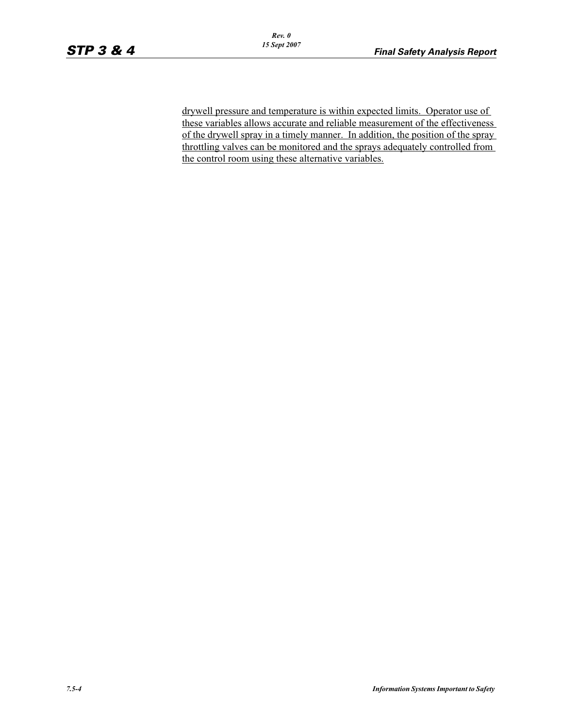drywell pressure and temperature is within expected limits. Operator use of these variables allows accurate and reliable measurement of the effectiveness of the drywell spray in a timely manner. In addition, the position of the spray throttling valves can be monitored and the sprays adequately controlled from the control room using these alternative variables.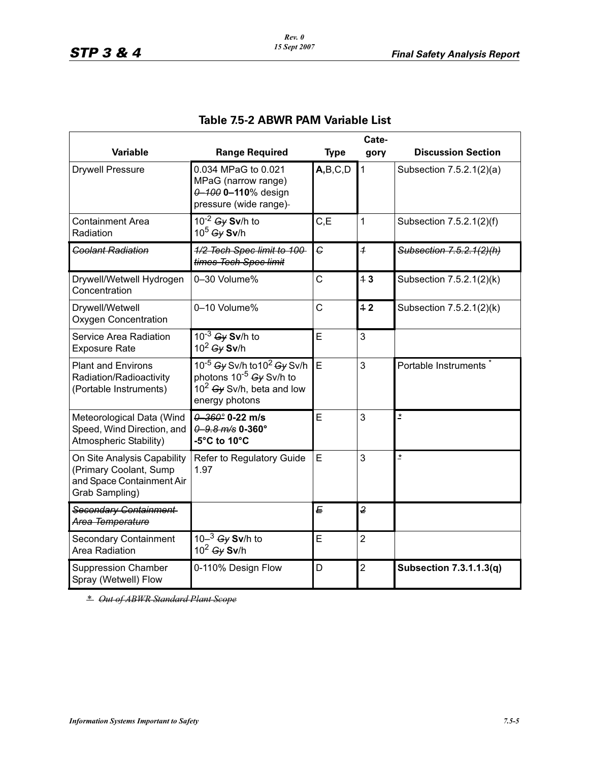## Table 7.5-2 ABWR PAM Variable List

| Variable | Range Required | Type | Category | Discussion Section |
|---|---|---|---|---|
| Drywell Pressure | 0.034 MPaG to 0.021 MPaG (narrow range) ~~0–100~~ **0–110**% design pressure (wide range) | **A,**B,C,D | 1 | Subsection 7.5.2.1(2)(a) |
| Containment Area Radiation | $10^{-2}$ ~~Gy~~ **Sv**/h to $10^{5}$ ~~Gy~~ **Sv**/h | C,E | 1 | Subsection 7.5.2.1(2)(f) |
| ~~Coolant Radiation~~ | ~~1/2 Tech Spec limit to 100 times Tech Spec limit~~ | ~~C~~ | ~~1~~ | ~~Subsection 7.5.2.1(2)(h)~~ |
| Drywell/Wetwell Hydrogen Concentration | 0–30 Volume% | C | ~~1~~ **3** | Subsection 7.5.2.1(2)(k) |
| Drywell/Wetwell Oxygen Concentration | 0–10 Volume% | C | ~~1~~ **2** | Subsection 7.5.2.1(2)(k) |
| Service Area Radiation Exposure Rate | $10^{-3}$ ~~Gy~~ **Sv**/h to $10^{2}$ ~~Gy~~ **Sv**/h | E | 3 | |
| Plant and Environs Radiation/Radioactivity (Portable Instruments) | $10^{-5}$ ~~Gy~~ Sv/h to $10^{2}$ ~~Gy~~ Sv/h photons $10^{-5}$ ~~Gy~~ Sv/h to $10^{2}$ ~~Gy~~ Sv/h, beta and low energy photons | E | 3 | Portable Instruments * |
| Meteorological Data (Wind Speed, Wind Direction, and Atmospheric Stability) | ~~0–360°~~ **0-22 m/s** ~~0–9.8 m/s~~ **0-360°** **-5°C to 10°C** | E | 3 | * |
| On Site Analysis Capability (Primary Coolant, Sump and Space Containment Air Grab Sampling) | Refer to Regulatory Guide 1.97 | E | 3 | * |
| ~~Secondary Containment Area Temperature~~ | | ~~E~~ | ~~2~~ | |
| Secondary Containment Area Radiation | $10^{-3}$ ~~Gy~~ **Sv**/h to $10^{2}$ ~~Gy~~ **Sv**/h | E | 2 | |
| Suppression Chamber Spray (Wetwell) Flow | 0-110% Design Flow | D | 2 | **Subsection 7.3.1.1.3(q)** |

\* ~~Out of ABWR Standard Plant Scope~~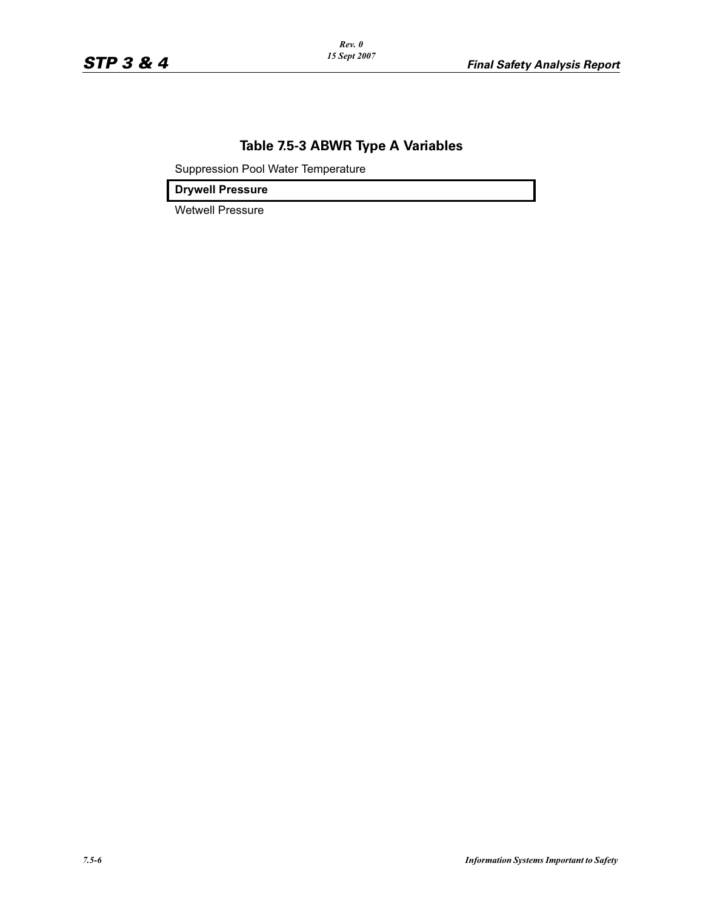## Table 7.5-3 ABWR Type A Variables

| Variable |
|---|
| Suppression Pool Water Temperature |
| **Drywell Pressure** |
| Wetwell Pressure |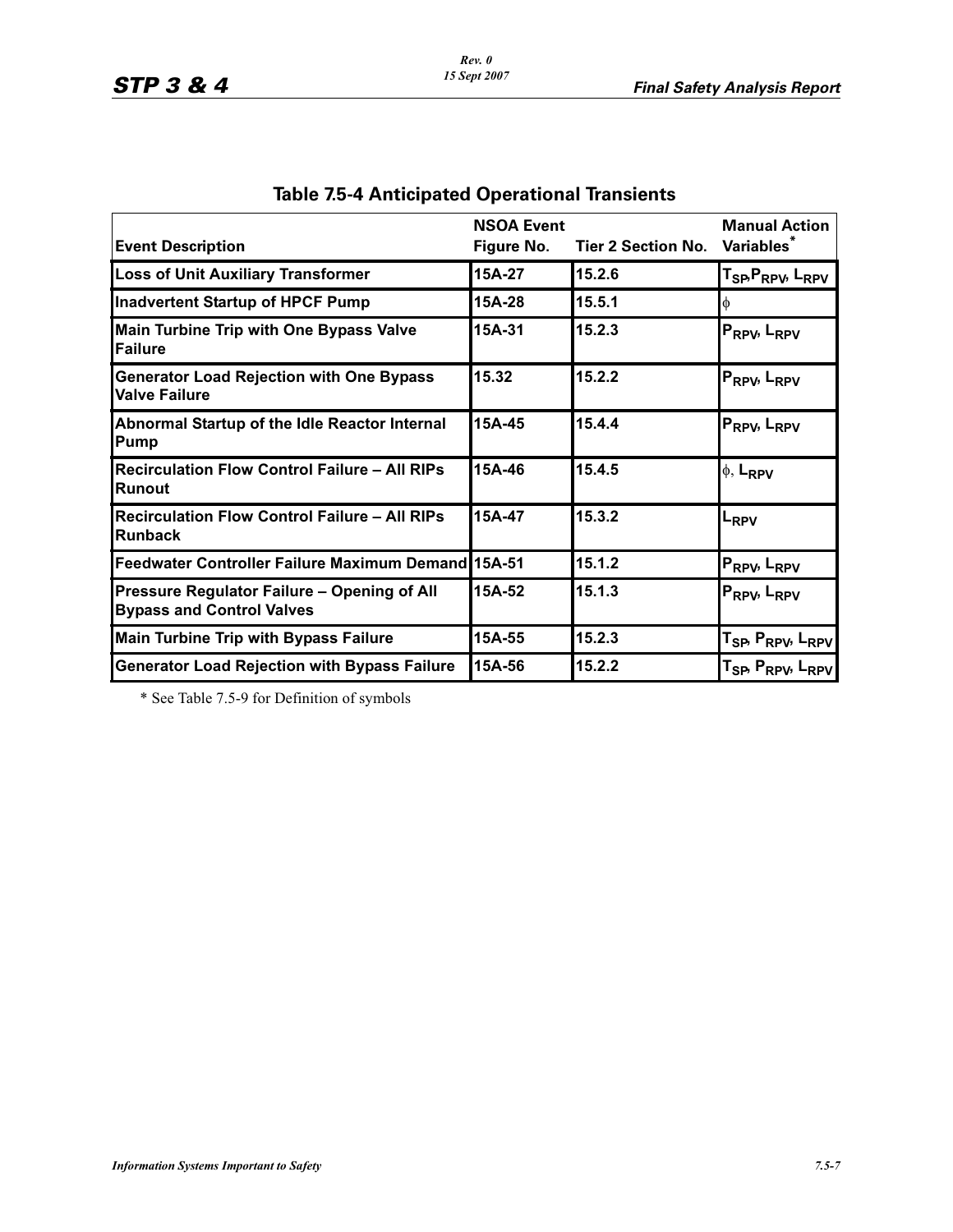## Table 7.5-4 Anticipated Operational Transients

| Event Description | NSOA Event Figure No. | Tier 2 Section No. | Manual Action Variables* |
|---|---|---|---|
| Loss of Unit Auxiliary Transformer | 15A-27 | 15.2.6 | $T_{SP}$,$P_{RPV}$, $L_{RPV}$ |
| Inadvertent Startup of HPCF Pump | 15A-28 | 15.5.1 | $\phi$ |
| Main Turbine Trip with One Bypass Valve Failure | 15A-31 | 15.2.3 | $P_{RPV}$, $L_{RPV}$ |
| Generator Load Rejection with One Bypass Valve Failure | 15.32 | 15.2.2 | $P_{RPV}$, $L_{RPV}$ |
| Abnormal Startup of the Idle Reactor Internal Pump | 15A-45 | 15.4.4 | $P_{RPV}$, $L_{RPV}$ |
| Recirculation Flow Control Failure – All RIPs Runout | 15A-46 | 15.4.5 | $\phi$, $L_{RPV}$ |
| Recirculation Flow Control Failure – All RIPs Runback | 15A-47 | 15.3.2 | $L_{RPV}$ |
| Feedwater Controller Failure Maximum Demand | 15A-51 | 15.1.2 | $P_{RPV}$, $L_{RPV}$ |
| Pressure Regulator Failure – Opening of All Bypass and Control Valves | 15A-52 | 15.1.3 | $P_{RPV}$, $L_{RPV}$ |
| Main Turbine Trip with Bypass Failure | 15A-55 | 15.2.3 | $T_{SP}$, $P_{RPV}$, $L_{RPV}$ |
| Generator Load Rejection with Bypass Failure | 15A-56 | 15.2.2 | $T_{SP}$, $P_{RPV}$, $L_{RPV}$ |

* See Table 7.5-9 for Definition of symbols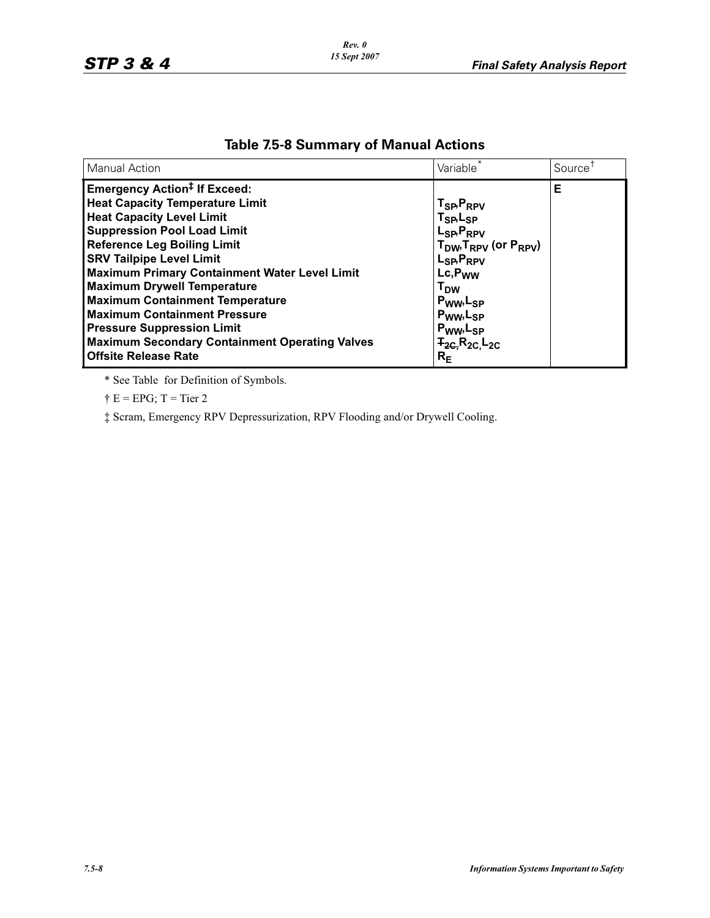## Table 7.5-8 Summary of Manual Actions

| Manual Action | Variable[*] | Source[†] |
|---|---|---|
| **Emergency Action[‡] If Exceed:** | | **E** |
| **Heat Capacity Temperature Limit** | $T_{SP}$,$P_{RPV}$ | |
| **Heat Capacity Level Limit** | $T_{SP}$,$L_{SP}$ | |
| **Suppression Pool Load Limit** | $L_{SP}$,$P_{RPV}$ | |
| **Reference Leg Boiling Limit** | $T_{DW}$,$T_{RPV}$ (or $P_{RPV}$) | |
| **SRV Tailpipe Level Limit** | $L_{SP}$,$P_{RPV}$ | |
| **Maximum Primary Containment Water Level Limit** | Lc,$P_{WW}$ | |
| **Maximum Drywell Temperature** | $T_{DW}$ | |
| **Maximum Containment Temperature** | $P_{WW}$,$L_{SP}$ | |
| **Maximum Containment Pressure** | $P_{WW}$,$L_{SP}$ | |
| **Pressure Suppression Limit** | $P_{WW}$,$L_{SP}$ | |
| **Maximum Secondary Containment Operating Valves** | ~~$T_{2C}$,~~$R_{2C}$,$L_{2C}$ | |
| **Offsite Release Rate** | $R_E$ | |

\* See Table for Definition of Symbols.

† E = EPG; T = Tier 2

‡ Scram, Emergency RPV Depressurization, RPV Flooding and/or Drywell Cooling.